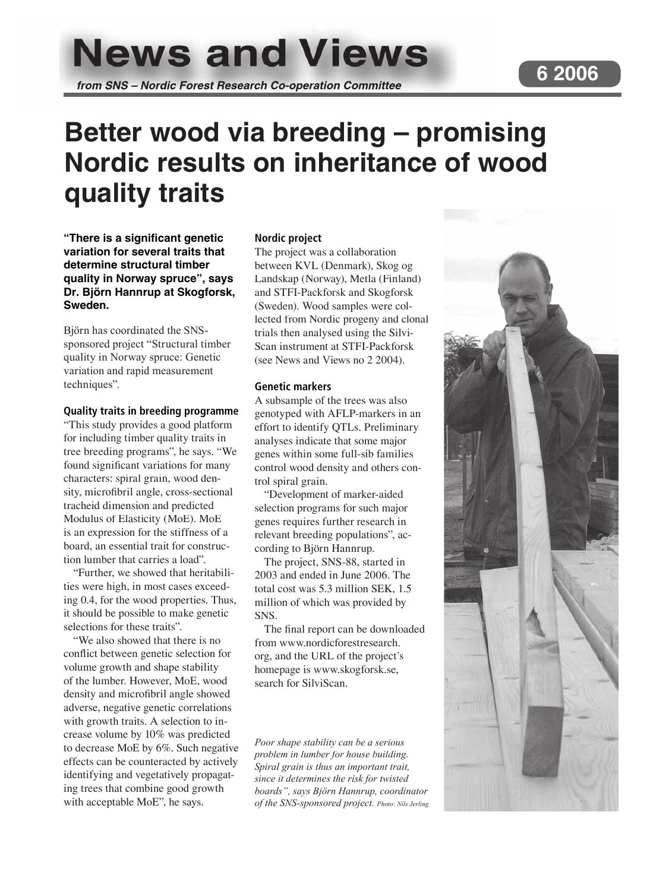# News and Views

*from SNS – Nordic Forest Research Co-operation Committee*

**6 2006**

# Better wood via breeding – promising Nordic results on inheritance of wood quality traits

**"There is a significant genetic variation for several traits that determine structural timber quality in Norway spruce", says Dr. Björn Hannrup at Skogforsk, Sweden.**

Björn has coordinated the SNS-sponsored project "Structural timber quality in Norway spruce: Genetic variation and rapid measurement techniques".

### Quality traits in breeding programme

"This study provides a good platform for including timber quality traits in tree breeding programs", he says. "We found significant variations for many characters: spiral grain, wood density, microfibril angle, cross-sectional tracheid dimension and predicted Modulus of Elasticity (MoE). MoE is an expression for the stiffness of a board, an essential trait for construction lumber that carries a load".

"Further, we showed that heritabilities were high, in most cases exceeding 0.4, for the wood properties. Thus, it should be possible to make genetic selections for these traits".

"We also showed that there is no conflict between genetic selection for volume growth and shape stability of the lumber. However, MoE, wood density and microfibril angle showed adverse, negative genetic correlations with growth traits. A selection to increase volume by 10% was predicted to decrease MoE by 6%. Such negative effects can be counteracted by actively identifying and vegetatively propagating trees that combine good growth with acceptable MoE", he says.

### Nordic project

The project was a collaboration between KVL (Denmark), Skog og Landskap (Norway), Metla (Finland) and STFI-Packforsk and Skogforsk (Sweden). Wood samples were collected from Nordic progeny and clonal trials then analysed using the Silvi-Scan instrument at STFI-Packforsk (see News and Views no 2 2004).

### Genetic markers

A subsample of the trees was also genotyped with AFLP-markers in an effort to identify QTLs. Preliminary analyses indicate that some major genes within some full-sib families control wood density and others control spiral grain.

"Development of marker-aided selection programs for such major genes requires further research in relevant breeding populations", according to Björn Hannrup.

The project, SNS-88, started in 2003 and ended in June 2006. The total cost was 5.3 million SEK, 1.5 million of which was provided by SNS.

The final report can be downloaded from www.nordicforestresearch.org, and the URL of the project's homepage is www.skogforsk.se, search for SilviScan.

*Poor shape stability can be a serious problem in lumber for house building. Spiral grain is thus an important trait, since it determines the risk for twisted boards", says Björn Hannrup, coordinator of the SNS-sponsored project. Photo: Nils Jerling*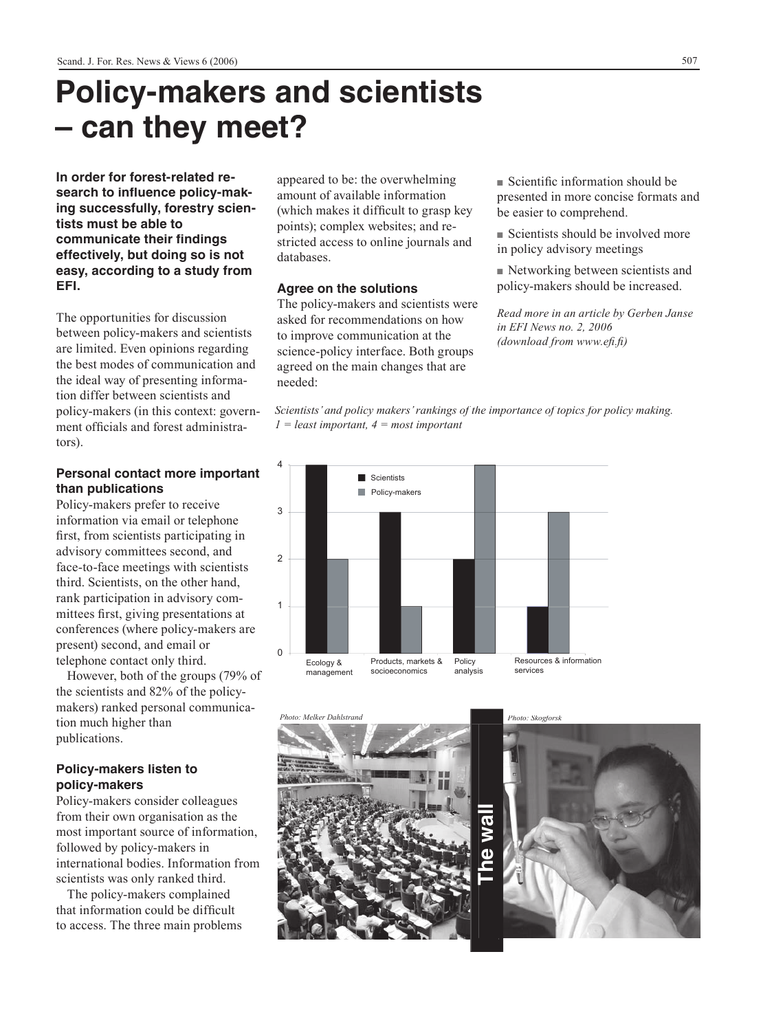# Policy-makers and scientists – can they meet?

**In order for forest-related research to influence policy-making successfully, forestry scientists must be able to communicate their findings effectively, but doing so is not easy, according to a study from EFI.**

The opportunities for discussion between policy-makers and scientists are limited. Even opinions regarding the best modes of communication and the ideal way of presenting information differ between scientists and policy-makers (in this context: government officials and forest administrators).

### Personal contact more important than publications

Policy-makers prefer to receive information via email or telephone first, from scientists participating in advisory committees second, and face-to-face meetings with scientists third. Scientists, on the other hand, rank participation in advisory committees first, giving presentations at conferences (where policy-makers are present) second, and email or telephone contact only third.

However, both of the groups (79% of the scientists and 82% of the policy-makers) ranked personal communication much higher than publications.

### Policy-makers listen to policy-makers

Policy-makers consider colleagues from their own organisation as the most important source of information, followed by policy-makers in international bodies. Information from scientists was only ranked third.

The policy-makers complained that information could be difficult to access. The three main problems appeared to be: the overwhelming amount of available information (which makes it difficult to grasp key points); complex websites; and restricted access to online journals and databases.

### Agree on the solutions

The policy-makers and scientists were asked for recommendations on how to improve communication at the science-policy interface. Both groups agreed on the main changes that are needed:

- Scientific information should be presented in more concise formats and be easier to comprehend.
- Scientists should be involved more in policy advisory meetings
- Networking between scientists and policy-makers should be increased.

*Read more in an article by Gerben Janse in EFI News no. 2, 2006 (download from www.efi.fi)*

*Scientists' and policy makers' rankings of the importance of topics for policy making. 1 = least important, 4 = most important*

| Topic | Scientists | Policy-makers |
|---|---|---|
| Ecology & management | 4 | 2 |
| Products, markets & socioeconomics | 3 | 1 |
| Policy analysis | 2 | 4 |
| Resources & information services | 1 | 3 |

*Photo: Melker Dahlstrand*

**The wall**

*Photo: Skogforsk*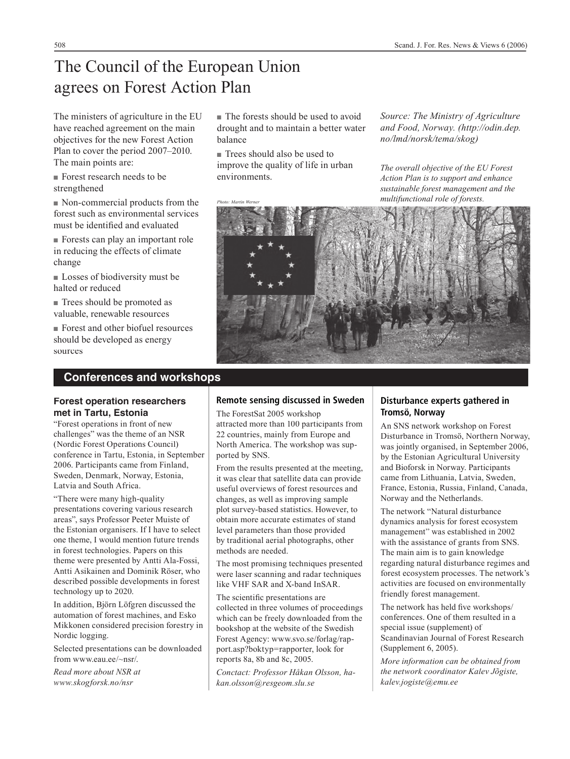# The Council of the European Union agrees on Forest Action Plan

The ministers of agriculture in the EU have reached agreement on the main objectives for the new Forest Action Plan to cover the period 2007–2010. The main points are:

- Forest research needs to be strengthened
- Non-commercial products from the forest such as environmental services must be identified and evaluated
- Forests can play an important role in reducing the effects of climate change
- Losses of biodiversity must be halted or reduced
- Trees should be promoted as valuable, renewable resources
- Forest and other biofuel resources should be developed as energy sources
- The forests should be used to avoid drought and to maintain a better water balance
- Trees should also be used to improve the quality of life in urban environments.

*Source: The Ministry of Agriculture and Food, Norway. (http://odin.dep.no/lmd/norsk/tema/skog)*

*The overall objective of the EU Forest Action Plan is to support and enhance sustainable forest management and the multifunctional role of forests.*

Photo: Martin Werner

## Conferences and workshops

### Forest operation researchers met in Tartu, Estonia

"Forest operations in front of new challenges" was the theme of an NSR (Nordic Forest Operations Council) conference in Tartu, Estonia, in September 2006. Participants came from Finland, Sweden, Denmark, Norway, Estonia, Latvia and South Africa.

"There were many high-quality presentations covering various research areas", says Professor Peeter Muiste of the Estonian organisers. If I have to select one theme, I would mention future trends in forest technologies. Papers on this theme were presented by Antti Ala-Fossi, Antti Asikainen and Dominik Röser, who described possible developments in forest technology up to 2020.

In addition, Björn Löfgren discussed the automation of forest machines, and Esko Mikkonen considered precision forestry in Nordic logging.

Selected presentations can be downloaded from www.eau.ee/~nsr/.

*Read more about NSR at www.skogforsk.no/nsr*

### Remote sensing discussed in Sweden

The ForestSat 2005 workshop attracted more than 100 participants from 22 countries, mainly from Europe and North America. The workshop was supported by SNS.

From the results presented at the meeting, it was clear that satellite data can provide useful overviews of forest resources and changes, as well as improving sample plot survey-based statistics. However, to obtain more accurate estimates of stand level parameters than those provided by traditional aerial photographs, other methods are needed.

The most promising techniques presented were laser scanning and radar techniques like VHF SAR and X-band InSAR.

The scientific presentations are collected in three volumes of proceedings which can be freely downloaded from the bookshop at the website of the Swedish Forest Agency: www.svo.se/forlag/rapport.asp?boktyp=rapporter, look for reports 8a, 8b and 8c, 2005.

*Conctact: Professor Håkan Olsson, hakan.olsson@resgeom.slu.se*

### Disturbance experts gathered in Tromsö, Norway

An SNS network workshop on Forest Disturbance in Tromsö, Northern Norway, was jointly organised, in September 2006, by the Estonian Agricultural University and Bioforsk in Norway. Participants came from Lithuania, Latvia, Sweden, France, Estonia, Russia, Finland, Canada, Norway and the Netherlands.

The network "Natural disturbance dynamics analysis for forest ecosystem management" was established in 2002 with the assistance of grants from SNS. The main aim is to gain knowledge regarding natural disturbance regimes and forest ecosystem processes. The network's activities are focused on environmentally friendly forest management.

The network has held five workshops/conferences. One of them resulted in a special issue (supplement) of Scandinavian Journal of Forest Research (Supplement 6, 2005).

*More information can be obtained from the network coordinator Kalev Jõgiste, kalev.jogiste@emu.ee*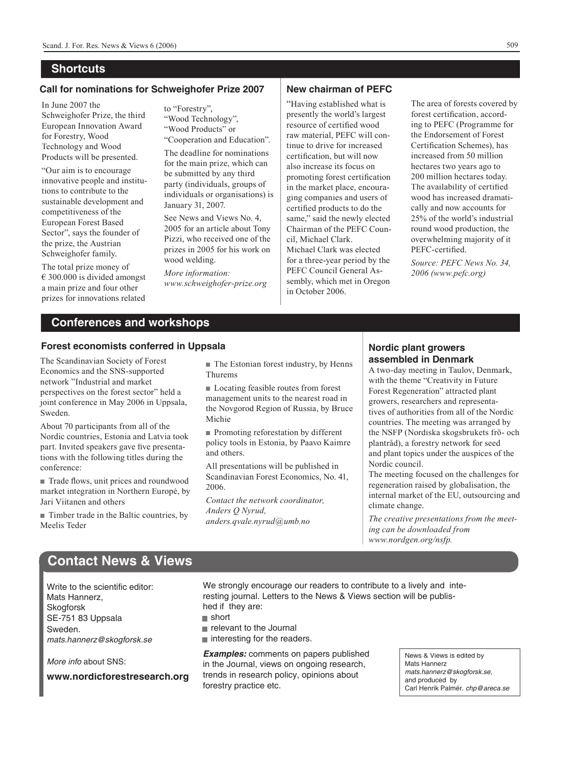## Shortcuts

### Call for nominations for Schweighofer Prize 2007

In June 2007 the Schweighofer Prize, the third European Innovation Award for Forestry, Wood Technology and Wood Products will be presented.

"Our aim is to encourage innovative people and institutions to contribute to the sustainable development and competitiveness of the European Forest Based Sector", says the founder of the prize, the Austrian Schweighofer family.

The total prize money of € 300.000 is divided amongst a main prize and four other prizes for innovations related to "Forestry", "Wood Technology", "Wood Products" or "Cooperation and Education".

The deadline for nominations for the main prize, which can be submitted by any third party (individuals, groups of individuals or organisations) is January 31, 2007.

See News and Views No. 4, 2005 for an article about Tony Pizzi, who received one of the prizes in 2005 for his work on wood welding.

*More information: www.schweighofer-prize.org*

### New chairman of PEFC

"Having established what is presently the world's largest resource of certified wood raw material, PEFC will continue to drive for increased certification, but will now also increase its focus on promoting forest certification in the market place, encouraging companies and users of certified products to do the same," said the newly elected Chairman of the PEFC Council, Michael Clark.
Michael Clark was elected for a three-year period by the PEFC Council General Assembly, which met in Oregon in October 2006.

The area of forests covered by forest certification, according to PEFC (Programme for the Endorsement of Forest Certification Schemes), has increased from 50 million hectares two years ago to 200 million hectares today. The availability of certified wood has increased dramatically and now accounts for 25% of the world's industrial round wood production, the overwhelming majority of it PEFC-certified.

*Source: PEFC News No. 34, 2006 (www.pefc.org)*

## Conferences and workshops

### Forest economists conferred in Uppsala

The Scandinavian Society of Forest Economics and the SNS-supported network "Industrial and market perspectives on the forest sector" held a joint conference in May 2006 in Uppsala, Sweden.

About 70 participants from all of the Nordic countries, Estonia and Latvia took part. Invited speakers gave five presentations with the following titles during the conference:

- Trade flows, unit prices and roundwood market integration in Northern Europé, by Jari Viitanen and others
- Timber trade in the Baltic countries, by Meelis Teder
- The Estonian forest industry, by Henns Thurems
- Locating feasible routes from forest management units to the nearest road in the Novgorod Region of Russia, by Bruce Michie
- Promoting reforestation by different policy tools in Estonia, by Paavo Kaimre and others.

All presentations will be published in Scandinavian Forest Economics, No. 41, 2006.

*Contact the network coordinator, Anders Q Nyrud, anders.qvale.nyrud@umb.no*

### Nordic plant growers assembled in Denmark

A two-day meeting in Taulov, Denmark, with the theme "Creativity in Future Forest Regeneration" attracted plant growers, researchers and representatives of authorities from all of the Nordic countries. The meeting was arranged by the NSFP (Nordiska skogsbrukets frö- och plantråd), a forestry network for seed and plant topics under the auspices of the Nordic council.
The meeting focused on the challenges for regeneration raised by globalisation, the internal market of the EU, outsourcing and climate change.

*The creative presentations from the meeting can be downloaded from www.nordgen.org/nsfp.*

## Contact News & Views

Write to the scientific editor:
Mats Hannerz,
Skogforsk
SE-751 83 Uppsala
Sweden.
*mats.hannerz@skogforsk.se*

*More info* about SNS:

**www.nordicforestresearch.org**

We strongly encourage our readers to contribute to a lively and interesting journal. Letters to the News & Views section will be published if they are:

- short
- relevant to the Journal
- interesting for the readers.

***Examples:*** comments on papers published in the Journal, views on ongoing research, trends in research policy, opinions about forestry practice etc.

News & Views is edited by Mats Hannerz *mats.hannerz@skogforsk.se*, and produced by Carl Henrik Palmér. *chp@areca.se*